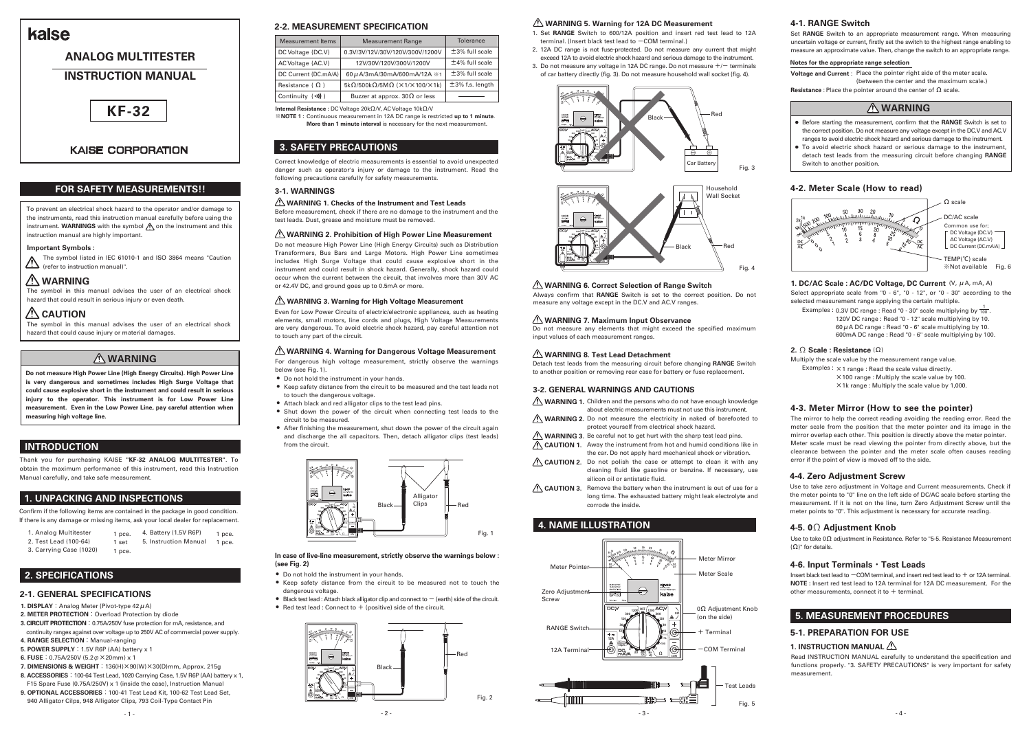# kaise

## ANALOG MULTITESTER

## INSTRUCTION MANUAL

## KF-32

KAISE CORPORATION

## FOR SAFETY MEASUREMENTS!!

To prevent an electrical shock hazard to the operator and/or damage to the instruments, read this instruction manual carefully before using the instrument. **WARNINGS** with the symbol ⚠ on the instrument and this instruction manual are highly important.

**Important Symbols :**

⚠ The symbol listed in IEC 61010-1 and ISO 3864 means "Caution (refer to instruction manual)".

### ⚠ WARNING

The symbol in this manual advises the user of an electrical shock hazard that could result in serious injury or even death.

### ⚠ CAUTION

The symbol in this manual advises the user of an electrical shock hazard that could cause injury or material damages.

### ⚠ WARNING

**Do not measure High Power Line (High Energy Circuits). High Power Line is very dangerous and sometimes includes High Surge Voltage that could cause explosive short in the instrument and could result in serious injury to the operator. This instrument is for Low Power Line measurement. Even in the Low Power Line, pay careful attention when measuring high voltage line.**

## INTRODUCTION

Thank you for purchasing KAISE **"KF-32 ANALOG MULTITESTER"**. To obtain the maximum performance of this instrument, read this Instruction Manual carefully, and take safe measurement.

## 1. UNPACKING AND INSPECTIONS

Confirm if the following items are contained in the package in good condition. If there is any damage or missing items, ask your local dealer for replacement.

1. Analog Multitester 1 pce.
2. Test Lead (100-64) 1 set
3. Carrying Case (1020) 1 pce.
4. Battery (1.5V R6P) 1 pce.
5. Instruction Manual 1 pce.

## 2. SPECIFICATIONS

### 2-1. GENERAL SPECIFICATIONS

1. **DISPLAY** : Analog Meter (Pivot-type 42 μA)
2. **METER PROTECTION** : Overload Protection by diode
3. **CIRCUIT PROTECTION** : 0.75A/250V fuse protection for mA, resistance, and continuity ranges against over voltage up to 250V AC of commercial power supply.
4. **RANGE SELECTION** : Manual-ranging
5. **POWER SUPPLY** : 1.5V R6P (AA) battery x 1
6. **FUSE** : 0.75A/250V (5.2φ×20mm) x 1
7. **DIMENSIONS & WEIGHT** : 136(H)×90(W)×30(D)mm, Approx. 215g
8. **ACCESSORIES** : 100-64 Test Lead, 1020 Carrying Case, 1.5V R6P (AA) battery x 1, F15 Spare Fuse (0.75A/250V) x 1 (inside the case), Instruction Manual
9. **OPTIONAL ACCESSORIES** : 100-41 Test Lead Kit, 100-62 Test Lead Set, 940 Alligator Cilps, 948 Alligator Clips, 793 Coil-Type Contact Pin

### 2-2. MEASUREMENT SPECIFICATION

| Measurement Items | Measurement Range | Tolerance |
|---|---|---|
| DC Voltage (DC.V) | 0.3V/3V/12V/30V/120V/300V/1200V | ±3% full scale |
| AC Voltage (AC.V) | 12V/30V/120V/300V/1200V | ±4% full scale |
| DC Current (DC.mA/A) | 60μA/3mA/30mA/600mA/12A ※1 | ±3% full scale |
| Resistance ( Ω ) | 5kΩ/500kΩ/5MΩ (×1/×100/×1k) | ±3% f.s. length |
| Continuity (•))) ) | Buzzer at approx. 30Ω or less | ――― |

**Internal Resistance** : DC Voltage 20kΩ/V, AC Voltage 10kΩ/V

※**NOTE 1** : Continuous measurement in 12A DC range is restricted **up to 1 minute**. **More than 1 minute interval** is necessary for the next measurement.

## 3. SAFETY PRECAUTIONS

Correct knowledge of electric measurements is essential to avoid unexpected danger such as operator's injury or damage to the instrument. Read the following precautions carefully for safety measurements.

### 3-1. WARNINGS

**⚠ WARNING 1. Checks of the Instrument and Test Leads**

Before measurement, check if there are no damage to the instrument and the test leads. Dust, grease and moisture must be removed.

**⚠ WARNING 2. Prohibition of High Power Line Measurement**

Do not measure High Power Line (High Energy Circuits) such as Distribution Transformers, Bus Bars and Large Motors. High Power Line sometimes includes High Surge Voltage that could cause explosive short in the instrument and could result in shock hazard. Generally, shock hazard could occur when the current between the circuit, that involves more than 30V AC or 42.4V DC, and ground goes up to 0.5mA or more.

**⚠ WARNING 3. Warning for High Voltage Measurement**

Even for Low Power Circuits of electric/electronic appliances, such as heating elements, small motors, line cords and plugs, High Voltage Measurements are very dangerous. To avoid electric shock hazard, pay careful attention not to touch any part of the circuit.

**⚠ WARNING 4. Warning for Dangerous Voltage Measurement**

For dangerous high voltage measurement, strictly observe the warnings below (see Fig. 1).

- Do not hold the instrument in your hands.
- Keep safety distance from the circuit to be measured and the test leads not to touch the dangerous voltage.
- Attach black and red alligator clips to the test lead pins.
- Shut down the power of the circuit when connecting test leads to the circuit to be measured.
- After finishing the measurement, shut down the power of the circuit again and discharge the all capacitors. Then, detach alligator clips (test leads) from the circuit.

Fig. 1

**In case of live-line measurement, strictly observe the warnings below : (see Fig. 2)**

- Do not hold the instrument in your hands.
- Keep safety distance from the circuit to be measured not to touch the dangerous voltage.
- Black test lead : Attach black alligator clip and connect to − (earth) side of the circuit.
- Red test lead : Connect to + (positive) side of the circuit.

Fig. 2

**⚠ WARNING 5. Warning for 12A DC Measurement**

1. Set **RANGE** Switch to 600/12A position and insert red test lead to 12A terminal. (Insert black test lead to −COM terminal.)
2. 12A DC range is not fuse-protected. Do not measure any current that might exceed 12A to avoid electric shock hazard and serious damage to the instrument.
3. Do not measure any voltage in 12A DC range. Do not measure +/− terminals of car battery directly (fig. 3). Do not measure household wall socket (fig. 4).

Fig. 3

Fig. 4

**⚠ WARNING 6. Correct Selection of Range Switch**

Always confirm that **RANGE** Switch is set to the correct position. Do not measure any voltage except in the DC.V and AC.V ranges.

**⚠ WARNING 7. Maximum Input Observance**

Do not measure any elements that might exceed the specified maximum input values of each measurement ranges.

**⚠ WARNING 8. Test Lead Detachment**

Detach test leads from the measuring circuit before changing **RANGE** Switch to another position or removing rear case for battery or fuse replacement.

### 3-2. GENERAL WARNINGS AND CAUTIONS

- **⚠ WARNING 1.** Children and the persons who do not have enough knowledge about electric measurements must not use this instrument.
- **⚠ WARNING 2.** Do not measure the electricity in naked of barefooted to protect yourself from electrical shock hazard.
- **⚠ WARNING 3.** Be careful not to get hurt with the sharp test lead pins.
- **⚠ CAUTION 1.** Away the instrument from hot and humid conditions like in the car. Do not apply hard mechanical shock or vibration.
- **⚠ CAUTION 2.** Do not polish the case or attempt to clean it with any cleaning fluid like gasoline or benzine. If necessary, use silicon oil or antistatic fluid.
- **⚠ CAUTION 3.** Remove the battery when the instrument is out of use for a long time. The exhausted battery might leak electrolyte and corrode the inside.

## 4. NAME ILLUSTRATION

Meter Pointer, Zero Adjustment Screw, RANGE Switch, 12A Terminal, Meter Mirror, Meter Scale, 0Ω Adjustment Knob (on the side), + Terminal, −COM Terminal, Test Leads

Fig. 5

### 4-1. RANGE Switch

Set **RANGE** Switch to an appropriate measurement range. When measuring uncertain voltage or current, firstly set the switch to the highest range enabling to measure an approximate value. Then, change the switch to an appropriate range.

**Notes for the appropriate range selection**

**Voltage and Current** : Place the pointer right side of the meter scale. (between the center and the maximum scale.)

**Resistance** : Place the pointer around the center of Ω scale.

### ⚠ WARNING

- Before starting the measurement, confirm that the **RANGE** Switch is set to the correct position. Do not measure any voltage except in the DC.V and AC.V ranges to avoid electric shock hazard and serious damage to the instrument.
- To avoid electric shock hazard or serious damage to the instrument, detach test leads from the measuring circuit before changing **RANGE** Switch to another position.

### 4-2. Meter Scale (How to read)

Ω scale; DC/AC scale — Common use for; DC Voltage (DC.V), AC Voltage (AC.V), DC Current (DC.mA/A); TEMP(℃) scale ※Not available

Fig. 6

**1. DC/AC Scale : AC/DC Voltage, DC Current** (V, μA, mA, A)

Select appropriate scale from "0 - 6", "0 - 12", or "0 - 30" according to the selected measurement range applying the certain multiple.

Examples : 0.3V DC range : Read "0 - 30" scale multiplying by $\frac{1}{100}$.
120V DC range : Read "0 - 12" scale multiplying by 10.
60μA DC range : Read "0 - 6" scale multiplying by 10.
600mA DC range : Read "0 - 6" scale multiplying by 100.

**2. Ω Scale : Resistance** (Ω)

Multiply the scale value by the measurement range value.

Examples : ×1 range : Read the scale value directly.
×100 range : Multiply the scale value by 100.
×1k range : Multiply the scale value by 1,000.

### 4-3. Meter Mirror (How to see the pointer)

The mirror to help the correct reading avoiding the reading error. Read the meter scale from the position that the meter pointer and its image in the mirror overlap each other. This position is directly above the meter pointer. Meter scale must be read viewing the pointer from directly above, but the clearance between the pointer and the meter scale often causes reading error if the point of view is moved off to the side.

### 4-4. Zero Adjustment Screw

Use to take zero adjustment in Voltage and Current measurements. Check if the meter points to "0" line on the left side of DC/AC scale before starting the measurement. If it is not on the line, turn Zero Adjustment Screw until the meter points to "0". This adjustment is necessary for accurate reading.

### 4-5. 0Ω Adjustment Knob

Use to take 0Ω adjustment in Resistance. Refer to "5-5. Resistance Measurement (Ω)" for details.

### 4-6. Input Terminals・Test Leads

Insert black test lead to −COM terminal, and insert red test lead to + or 12A terminal.
**NOTE** : Insert red test lead to 12A terminal for 12A DC measurement. For the other measurements, connect it to + terminal.

## 5. MEASUREMENT PROCEDURES

### 5-1. PREPARATION FOR USE

**1. INSTRUCTION MANUAL ⚠**

Read INSTRUCTION MANUAL carefully to understand the specification and functions properly. "3. SAFETY PRECAUTIONS" is very important for safety measurement.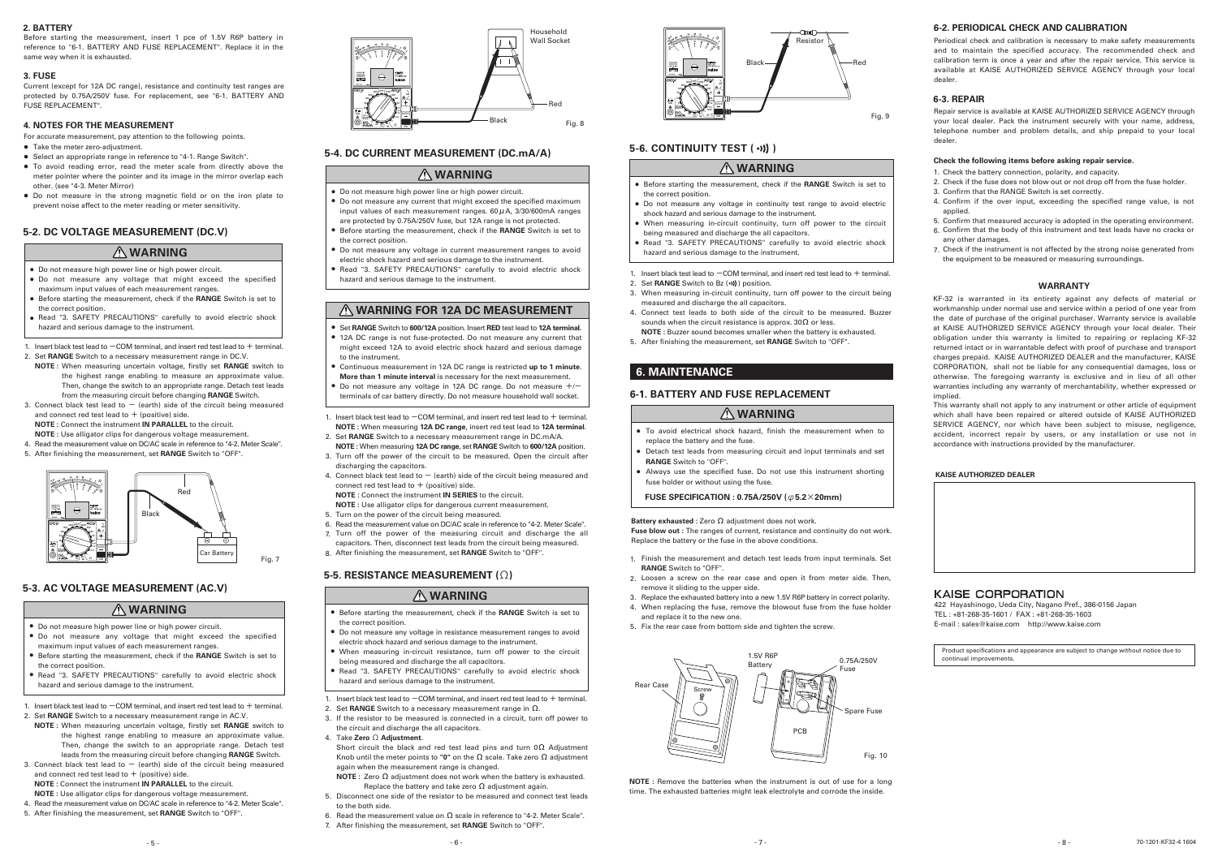## 2. BATTERY

Before starting the measurement, insert 1 pce of 1.5V R6P battery in reference to "6-1. BATTERY AND FUSE REPLACEMENT". Replace it in the same way when it is exhausted.

## 3. FUSE

Current (except for 12A DC range), resistance and continuity test ranges are protected by 0.75A/250V fuse. For replacement, see "6-1. BATTERY AND FUSE REPLACEMENT".

## 4. NOTES FOR THE MEASUREMENT

For accurate measurement, pay attention to the following points.

- Take the meter zero-adjustment.
- Select an appropriate range in reference to "4-1. Range Switch".
- To avoid reading error, read the meter scale from directly above the meter pointer where the pointer and its image in the mirror overlap each other. (see "4-3. Meter Mirror)
- Do not measure in the strong magnetic field or on the iron plate to prevent noise affect to the meter reading or meter sensitivity.

## 5-2. DC VOLTAGE MEASUREMENT (DC.V)

### ⚠ WARNING

- Do not measure high power line or high power circuit.
- Do not measure any voltage that might exceed the specified maximum input values of each measurement ranges.
- Before starting the measurement, check if the **RANGE** Switch is set to the correct position.
- Read "3. SAFETY PRECAUTIONS" carefully to avoid electric shock hazard and serious damage to the instrument.

1. Insert black test lead to −COM terminal, and insert red test lead to + terminal.
2. Set **RANGE** Switch to a necessary measurement range in DC.V.
   **NOTE** : When measuring uncertain voltage, firstly set **RANGE** switch to the highest range enabling to measure an approximate value. Then, change the switch to an appropriate range. Detach test leads from the measuring circuit before changing **RANGE** Switch.
3. Connect black test lead to − (earth) side of the circuit being measured and connect red test lead to + (positive) side.
   **NOTE** : Connect the instrument **IN PARALLEL** to the circuit.
   **NOTE** : Use alligator clips for dangerous voltage measurement.
4. Read the measurement value on DC/AC scale in reference to "4-2. Meter Scale".
5. After finishing the measurement, set **RANGE** Switch to "OFF".

Red

Black

Car Battery

Fig. 7

## 5-3. AC VOLTAGE MEASUREMENT (AC.V)

### ⚠ WARNING

- Do not measure high power line or high power circuit.
- Do not measure any voltage that might exceed the specified maximum input values of each measurement ranges.
- Before starting the measurement, check if the **RANGE** Switch is set to the correct position.
- Read "3. SAFETY PRECAUTIONS" carefully to avoid electric shock hazard and serious damage to the instrument.

1. Insert black test lead to −COM terminal, and insert red test lead to + terminal.
2. Set **RANGE** Switch to a necessary measurement range in AC.V.
   **NOTE** : When measuring uncertain voltage, firstly set **RANGE** switch to the highest range enabling to measure an approximate value. Then, change the switch to an appropriate range. Detach test leads from the measuring circuit before changing **RANGE** Switch.
3. Connect black test lead to − (earth) side of the circuit being measured and connect red test lead to + (positive) side.
   **NOTE** : Connect the instrument **IN PARALLEL** to the circuit.
   **NOTE** : Use alligator clips for dangerous voltage measurement.
4. Read the measurement value on DC/AC scale in reference to "4-2. Meter Scale".
5. After finishing the measurement, set **RANGE** Switch to "OFF".

Household Wall Socket

Red

Black

Fig. 8

## 5-4. DC CURRENT MEASUREMENT (DC.mA/A)

### ⚠ WARNING

- Do not measure high power line or high power circuit.
- Do not measure any current that might exceed the specified maximum input values of each measurement ranges. 60μA, 3/30/600mA ranges are protected by 0.75A/250V fuse, but 12A range is not protected.
- Before starting the measurement, check if the **RANGE** Switch is set to the correct position.
- Do not measure any voltage in current measurement ranges to avoid electric shock hazard and serious damage to the instrument.
- Read "3. SAFETY PRECAUTIONS" carefully to avoid electric shock hazard and serious damage to the instrument.

### ⚠ WARNING FOR 12A DC MEASUREMENT

- Set **RANGE** Switch to **600/12A** position. Insert **RED** test lead to **12A terminal**.
- 12A DC range is not fuse-protected. Do not measure any current that might exceed 12A to avoid electric shock hazard and serious damage to the instrument.
- Continuous measurement in 12A DC range is restricted **up to 1 minute**. **More than 1 minute interval** is necessary for the next measurement.
- Do not measure any voltage in 12A DC range. Do not measure +/− terminals of car battery directly. Do not measure household wall socket.

1. Insert black test lead to −COM terminal, and insert red test lead to + terminal.
   **NOTE** : When measuring **12A DC range**, insert red test lead to **12A terminal**.
2. Set **RANGE** Switch to a necessary measurement range in DC.mA/A.
   **NOTE** : When measuring **12A DC range**, set **RANGE** Switch to **600/12A** position.
3. Turn off the power of the circuit to be measured. Open the circuit after discharging the capacitors.
4. Connect black test lead to − (earth) side of the circuit being measured and connect red test lead to + (positive) side.
   **NOTE** : Connect the instrument **IN SERIES** to the circuit.
   **NOTE** : Use alligator clips for dangerous current measurement.
5. Turn on the power of the circuit being measured.
6. Read the measurement value on DC/AC scale in reference to "4-2. Meter Scale".
7. Turn off the power of the measuring circuit and discharge the all capacitors. Then, disconnect test leads from the circuit being measured.
8. After finishing the measurement, set **RANGE** Switch to "OFF".

## 5-5. RESISTANCE MEASUREMENT (Ω)

### ⚠ WARNING

- Before starting the measurement, check if the **RANGE** Switch is set to the correct position.
- Do not measure any voltage in resistance measurement ranges to avoid electric shock hazard and serious damage to the instrument.
- When measuring in-circuit resistance, turn off power to the circuit being measured and discharge all the capacitors.
- Read "3. SAFETY PRECAUTIONS" carefully to avoid electric shock hazard and serious damage to the instrument.

1. Insert black test lead to −COM terminal, and insert red test lead to + terminal.
2. Set **RANGE** Switch to a necessary measurement range in Ω.
3. If the resistor to be measured is connected in a circuit, turn off power to the circuit and discharge all the capacitors.
4. Take **Zero Ω Adjustment**.
   Short circuit the black and red test lead pins and turn 0Ω Adjustment Knob until the meter points to **"0"** on the Ω scale. Take zero Ω adjustment again when the measurement range is changed.
   **NOTE** : Zero Ω adjustment does not work when the battery is exhausted. Replace the battery and take zero Ω adjustment again.
5. Disconnect one side of the resistor to be measured and connect test leads to the both side.
6. Read the measurement value on Ω scale in reference to "4-2. Meter Scale".
7. After finishing the measurement, set **RANGE** Switch to "OFF".

Resistor

Black

Red

Fig. 9

## 5-6. CONTINUITY TEST ( •))) )

### ⚠ WARNING

- Before starting the measurement, check if the **RANGE** Switch is set to the correct position.
- Do not measure any voltage in continuity test range to avoid electric shock hazard and serious damage to the instrument.
- When measuring in-circuit continuity, turn off power to the circuit being measured and discharge all capacitors.
- Read "3. SAFETY PRECAUTIONS" carefully to avoid electric shock hazard and serious damage to the instrument.

1. Insert black test lead to −COM terminal, and insert red test lead to + terminal.
2. Set **RANGE** Switch to Bz (•))) ) position.
3. When measuring in-circuit continuity, turn off power to the circuit being measured and discharge all capacitors.
4. Connect test leads to both side of the circuit to be measured. Buzzer sounds when the circuit resistance is approx. 30Ω or less.
   **NOTE** : Buzzer sound becomes smaller when the battery is exhausted.
5. After finishing the measurement, set **RANGE** Switch to "OFF".

# 6. MAINTENANCE

## 6-1. BATTERY AND FUSE REPLACEMENT

### ⚠ WARNING

- To avoid electrical shock hazard, finish the measurement when to replace the battery and the fuse.
- Detach test leads from measuring circuit and input terminals and set **RANGE** Switch to "OFF".
- Always use the specified fuse. Do not use this instrument shorting fuse holder or without using the fuse.

**FUSE SPECIFICATION : 0.75A/250V (φ5.2×20mm)**

**Battery exhausted** : Zero Ω adjustment does not work.
**Fuse blow out** : The ranges of current, resistance and continuity do not work.
Replace the battery or the fuse in the above conditions.

1. Finish the measurement and detach test leads from input terminals. Set **RANGE** Switch to "OFF".
2. Loosen a screw on the rear case and open it from meter side. Then, remove it sliding to the upper side.
3. Replace the exhausted battery into a new 1.5V R6P battery in correct polarity.
4. When replacing the fuse, remove the blowout fuse from the fuse holder and replace it to the new one.
5. Fix the rear case from bottom side and tighten the screw.

1.5V R6P Battery

0.75A/250V Fuse

Rear Case

Screw

Spare Fuse

PCB

Fig. 10

**NOTE** : Remove the batteries when the instrument is out of use for a long time. The exhausted batteries might leak electrolyte and corrode the inside.

## 6-2. PERIODICAL CHECK AND CALIBRATION

Periodical check and calibration is necessary to make safety measurements and to maintain the specified accuracy. The recommended check and calibration term is once a year and after the repair service. This service is available at KAISE AUTHORIZED SERVICE AGENCY through your local dealer.

## 6-3. REPAIR

Repair service is available at KAISE AUTHORIZED SERVICE AGENCY through your local dealer. Pack the instrument securely with your name, address, telephone number and problem details, and ship prepaid to your local dealer.

**Check the following items before asking repair service.**

1. Check the battery connection, polarity, and capacity.
2. Check if the fuse does not blow out or not drop off from the fuse holder.
3. Confirm that the RANGE Switch is set correctly.
4. Confirm if the over input, exceeding the specified range value, is not applied.
5. Confirm that measured accuracy is adopted in the operating environment.
6. Confirm that the body of this instrument and test leads have no cracks or any other damages.
7. Check if the instrument is not affected by strong noise generated from the equipment to be measured or measuring surroundings.

### WARRANTY

KF-32 is warranted in its entirety against any defects of material or workmanship under normal use and service within a period of one year from the date of purchase of the original purchaser. Warranty service is available at KAISE AUTHORIZED SERVICE AGENCY through your local dealer. Their obligation under this warranty is limited to repairing or replacing KF-32 returned intact or in warrantable defect with proof of purchase and transport charges prepaid. KAISE AUTHORIZED DEALER and the manufacturer, KAISE CORPORATION, shall not be liable for any consequential damages, loss or otherwise. The foregoing warranty is exclusive and in lieu of all other warranties including any warranty of merchantability, whether expressed or implied.

This warranty shall not apply to any instrument or other article of equipment which shall have been repaired or altered outside of KAISE AUTHORIZED SERVICE AGENCY, nor which have been subject to misuse, negligence, accident, incorrect repair by users, or any installation or use not in accordance with instructions provided by the manufacturer.

**KAISE AUTHORIZED DEALER**

**KAISE CORPORATION**
422 Hayashinogo, Ueda City, Nagano Pref., 386-0156 Japan
TEL : +81-268-35-1601 / FAX : +81-268-35-1603
E-mail : sales@kaise.com http://www.kaise.com

Product specifications and appearance are subject to change without notice due to continual improvements.

70-1201-KF32-4 1604